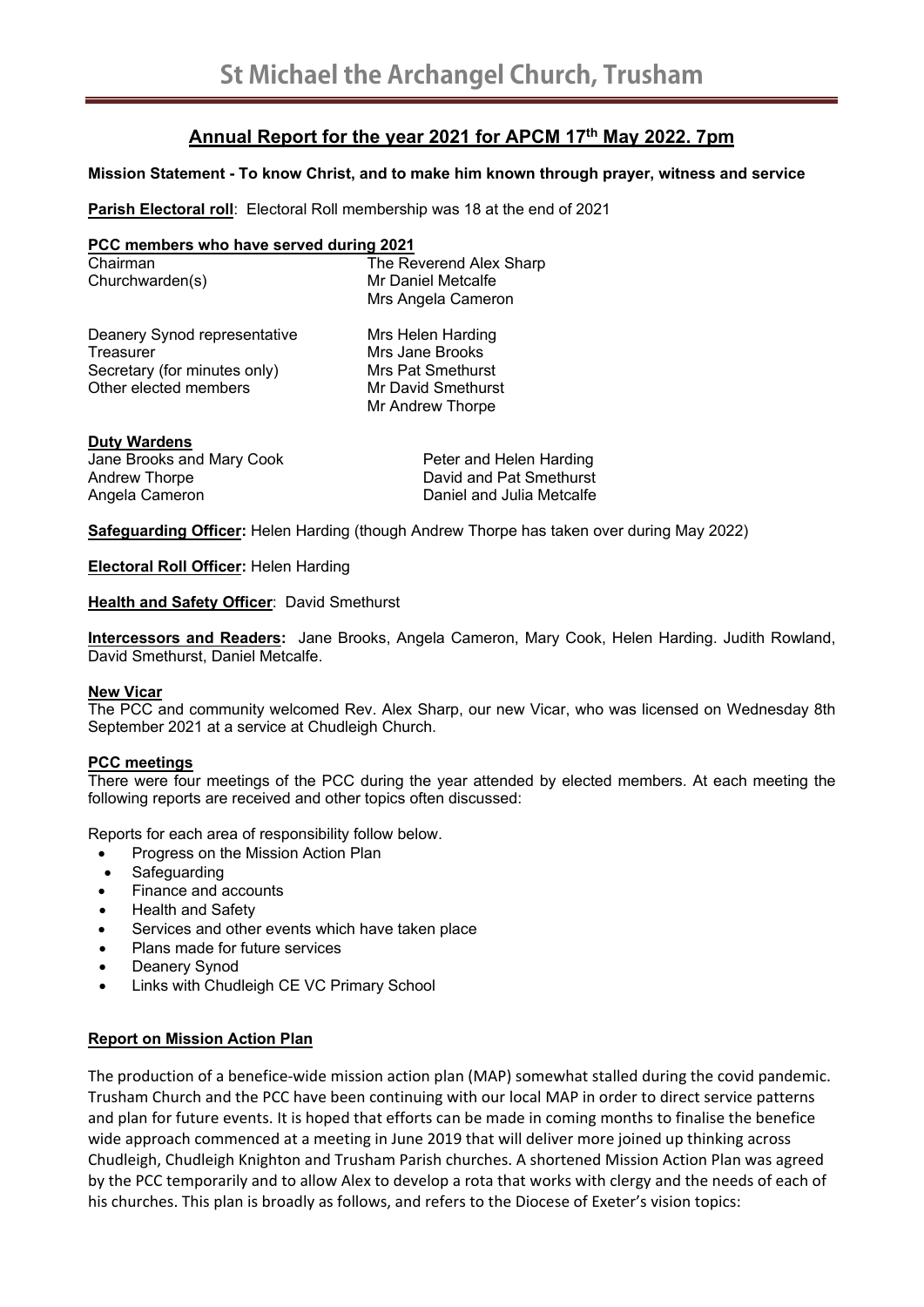# St Michael the Archangel Church, Trusham

## Annual Report for the year 2021 for APCM 17th May 2022. 7pm

**Mission Statement - To know Christ, and to make him known through prayer, witness and service**

**Parish Electoral roll**: Electoral Roll membership was 18 at the end of 2021

**PCC members who have served during 2021**

| | |
|---|---|
| Chairman | The Reverend Alex Sharp |
| Churchwarden(s) | Mr Daniel Metcalfe |
| | Mrs Angela Cameron |
| Deanery Synod representative | Mrs Helen Harding |
| Treasurer | Mrs Jane Brooks |
| Secretary (for minutes only) | Mrs Pat Smethurst |
| Other elected members | Mr David Smethurst |
| | Mr Andrew Thorpe |

**Duty Wardens**

| | |
|---|---|
| Jane Brooks and Mary Cook | Peter and Helen Harding |
| Andrew Thorpe | David and Pat Smethurst |
| Angela Cameron | Daniel and Julia Metcalfe |

**Safeguarding Officer:** Helen Harding (though Andrew Thorpe has taken over during May 2022)

**Electoral Roll Officer:** Helen Harding

**Health and Safety Officer**: David Smethurst

**Intercessors and Readers:** Jane Brooks, Angela Cameron, Mary Cook, Helen Harding. Judith Rowland, David Smethurst, Daniel Metcalfe.

**New Vicar**

The PCC and community welcomed Rev. Alex Sharp, our new Vicar, who was licensed on Wednesday 8th September 2021 at a service at Chudleigh Church.

**PCC meetings**

There were four meetings of the PCC during the year attended by elected members. At each meeting the following reports are received and other topics often discussed:

Reports for each area of responsibility follow below.

- Progress on the Mission Action Plan
- Safeguarding
- Finance and accounts
- Health and Safety
- Services and other events which have taken place
- Plans made for future services
- Deanery Synod
- Links with Chudleigh CE VC Primary School

**Report on Mission Action Plan**

The production of a benefice-wide mission action plan (MAP) somewhat stalled during the covid pandemic. Trusham Church and the PCC have been continuing with our local MAP in order to direct service patterns and plan for future events. It is hoped that efforts can be made in coming months to finalise the benefice wide approach commenced at a meeting in June 2019 that will deliver more joined up thinking across Chudleigh, Chudleigh Knighton and Trusham Parish churches. A shortened Mission Action Plan was agreed by the PCC temporarily and to allow Alex to develop a rota that works with clergy and the needs of each of his churches. This plan is broadly as follows, and refers to the Diocese of Exeter's vision topics: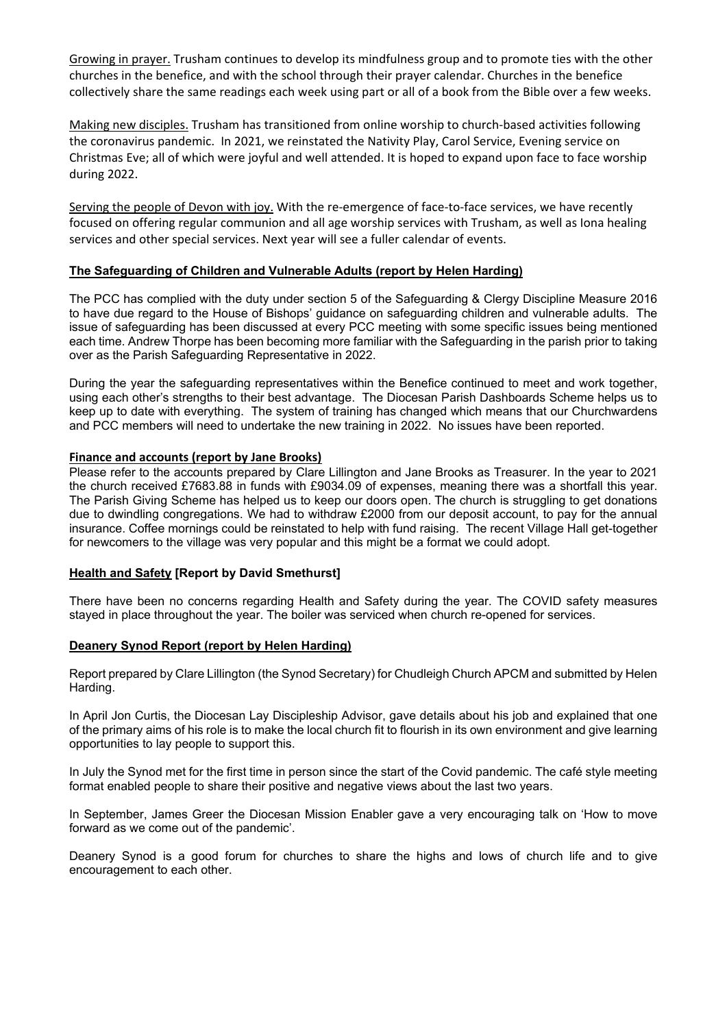Growing in prayer. Trusham continues to develop its mindfulness group and to promote ties with the other churches in the benefice, and with the school through their prayer calendar. Churches in the benefice collectively share the same readings each week using part or all of a book from the Bible over a few weeks.

Making new disciples. Trusham has transitioned from online worship to church-based activities following the coronavirus pandemic. In 2021, we reinstated the Nativity Play, Carol Service, Evening service on Christmas Eve; all of which were joyful and well attended. It is hoped to expand upon face to face worship during 2022.

Serving the people of Devon with joy. With the re-emergence of face-to-face services, we have recently focused on offering regular communion and all age worship services with Trusham, as well as Iona healing services and other special services. Next year will see a fuller calendar of events.

## The Safeguarding of Children and Vulnerable Adults (report by Helen Harding)

The PCC has complied with the duty under section 5 of the Safeguarding & Clergy Discipline Measure 2016 to have due regard to the House of Bishops' guidance on safeguarding children and vulnerable adults. The issue of safeguarding has been discussed at every PCC meeting with some specific issues being mentioned each time. Andrew Thorpe has been becoming more familiar with the Safeguarding in the parish prior to taking over as the Parish Safeguarding Representative in 2022.

During the year the safeguarding representatives within the Benefice continued to meet and work together, using each other's strengths to their best advantage. The Diocesan Parish Dashboards Scheme helps us to keep up to date with everything. The system of training has changed which means that our Churchwardens and PCC members will need to undertake the new training in 2022. No issues have been reported.

## Finance and accounts (report by Jane Brooks)

Please refer to the accounts prepared by Clare Lillington and Jane Brooks as Treasurer. In the year to 2021 the church received £7683.88 in funds with £9034.09 of expenses, meaning there was a shortfall this year. The Parish Giving Scheme has helped us to keep our doors open. The church is struggling to get donations due to dwindling congregations. We had to withdraw £2000 from our deposit account, to pay for the annual insurance. Coffee mornings could be reinstated to help with fund raising. The recent Village Hall get-together for newcomers to the village was very popular and this might be a format we could adopt.

## Health and Safety [Report by David Smethurst]

There have been no concerns regarding Health and Safety during the year. The COVID safety measures stayed in place throughout the year. The boiler was serviced when church re-opened for services.

## Deanery Synod Report (report by Helen Harding)

Report prepared by Clare Lillington (the Synod Secretary) for Chudleigh Church APCM and submitted by Helen Harding.

In April Jon Curtis, the Diocesan Lay Discipleship Advisor, gave details about his job and explained that one of the primary aims of his role is to make the local church fit to flourish in its own environment and give learning opportunities to lay people to support this.

In July the Synod met for the first time in person since the start of the Covid pandemic. The café style meeting format enabled people to share their positive and negative views about the last two years.

In September, James Greer the Diocesan Mission Enabler gave a very encouraging talk on 'How to move forward as we come out of the pandemic'.

Deanery Synod is a good forum for churches to share the highs and lows of church life and to give encouragement to each other.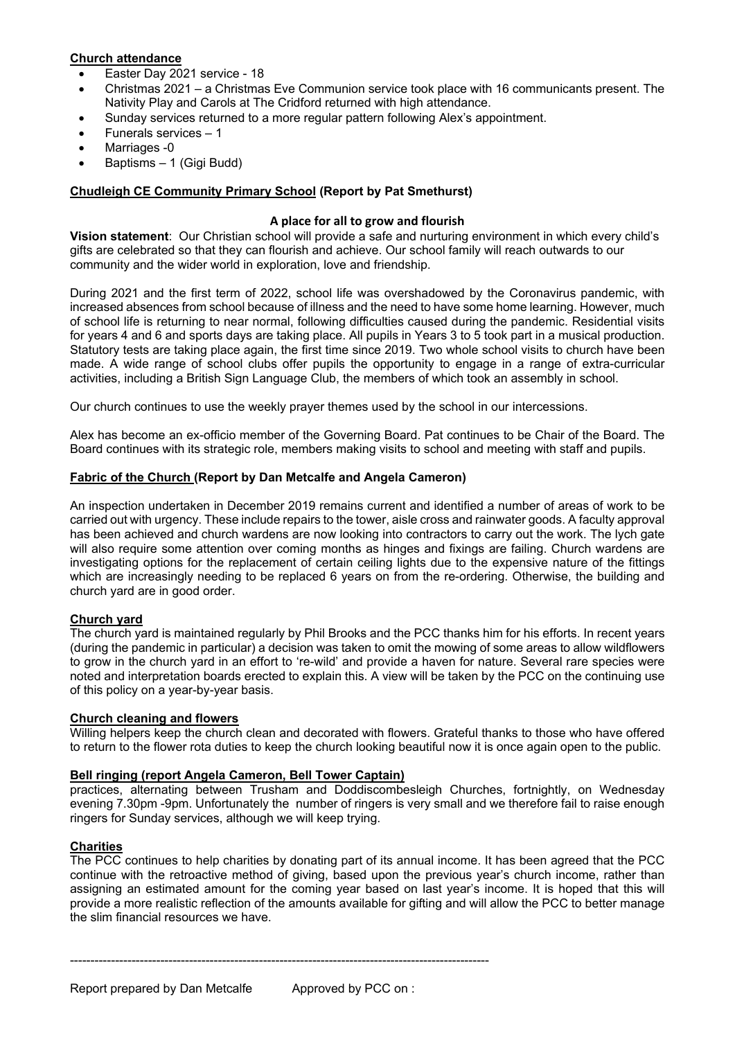**Church attendance**

- Easter Day 2021 service - 18
- Christmas 2021 – a Christmas Eve Communion service took place with 16 communicants present. The Nativity Play and Carols at The Cridford returned with high attendance.
- Sunday services returned to a more regular pattern following Alex's appointment.
- Funerals services – 1
- Marriages -0
- Baptisms – 1 (Gigi Budd)

**Chudleigh CE Community Primary School (Report by Pat Smethurst)**

**A place for all to grow and flourish**

**Vision statement**: Our Christian school will provide a safe and nurturing environment in which every child's gifts are celebrated so that they can flourish and achieve. Our school family will reach outwards to our community and the wider world in exploration, love and friendship.

During 2021 and the first term of 2022, school life was overshadowed by the Coronavirus pandemic, with increased absences from school because of illness and the need to have some home learning. However, much of school life is returning to near normal, following difficulties caused during the pandemic. Residential visits for years 4 and 6 and sports days are taking place. All pupils in Years 3 to 5 took part in a musical production. Statutory tests are taking place again, the first time since 2019. Two whole school visits to church have been made. A wide range of school clubs offer pupils the opportunity to engage in a range of extra-curricular activities, including a British Sign Language Club, the members of which took an assembly in school.

Our church continues to use the weekly prayer themes used by the school in our intercessions.

Alex has become an ex-officio member of the Governing Board. Pat continues to be Chair of the Board. The Board continues with its strategic role, members making visits to school and meeting with staff and pupils.

**Fabric of the Church (Report by Dan Metcalfe and Angela Cameron)**

An inspection undertaken in December 2019 remains current and identified a number of areas of work to be carried out with urgency. These include repairs to the tower, aisle cross and rainwater goods. A faculty approval has been achieved and church wardens are now looking into contractors to carry out the work. The lych gate will also require some attention over coming months as hinges and fixings are failing. Church wardens are investigating options for the replacement of certain ceiling lights due to the expensive nature of the fittings which are increasingly needing to be replaced 6 years on from the re-ordering. Otherwise, the building and church yard are in good order.

**Church yard**

The church yard is maintained regularly by Phil Brooks and the PCC thanks him for his efforts. In recent years (during the pandemic in particular) a decision was taken to omit the mowing of some areas to allow wildflowers to grow in the church yard in an effort to 're-wild' and provide a haven for nature. Several rare species were noted and interpretation boards erected to explain this. A view will be taken by the PCC on the continuing use of this policy on a year-by-year basis.

**Church cleaning and flowers**

Willing helpers keep the church clean and decorated with flowers. Grateful thanks to those who have offered to return to the flower rota duties to keep the church looking beautiful now it is once again open to the public.

**Bell ringing (report Angela Cameron, Bell Tower Captain)**

practices, alternating between Trusham and Doddiscombesleigh Churches, fortnightly, on Wednesday evening 7.30pm -9pm. Unfortunately the number of ringers is very small and we therefore fail to raise enough ringers for Sunday services, although we will keep trying.

**Charities**

The PCC continues to help charities by donating part of its annual income. It has been agreed that the PCC continue with the retroactive method of giving, based upon the previous year's church income, rather than assigning an estimated amount for the coming year based on last year's income. It is hoped that this will provide a more realistic reflection of the amounts available for gifting and will allow the PCC to better manage the slim financial resources we have.

---

Report prepared by Dan Metcalfe  Approved by PCC on :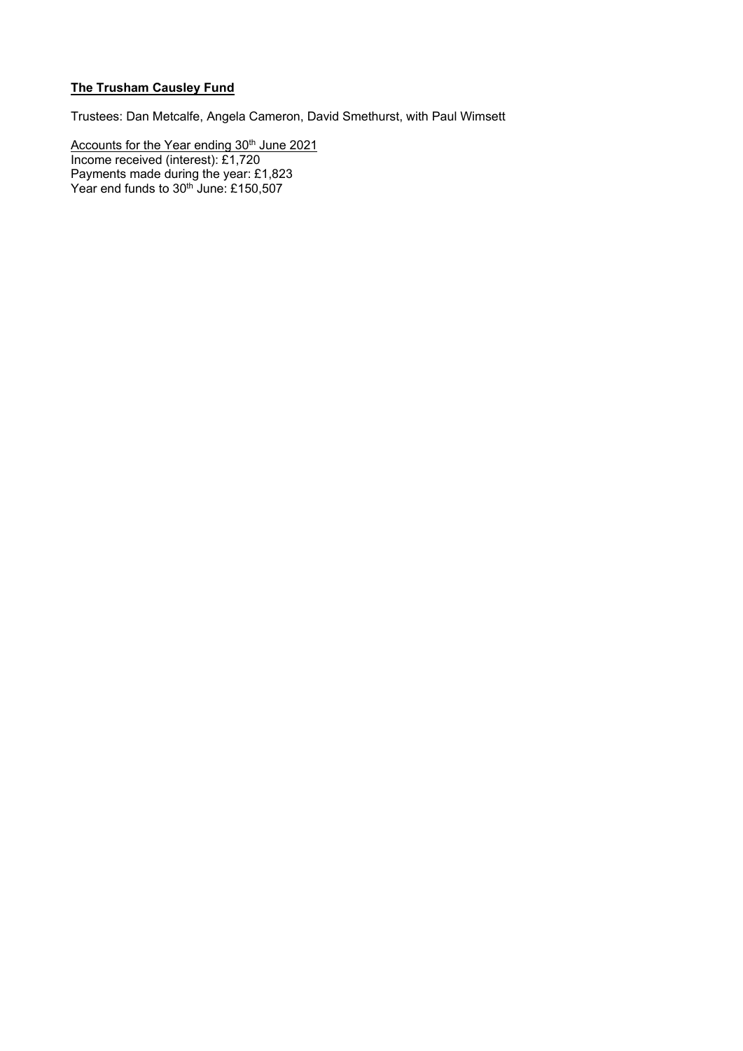**The Trusham Causley Fund**

Trustees: Dan Metcalfe, Angela Cameron, David Smethurst, with Paul Wimsett

Accounts for the Year ending 30th June 2021

Income received (interest): £1,720

Payments made during the year: £1,823

Year end funds to 30th June: £150,507